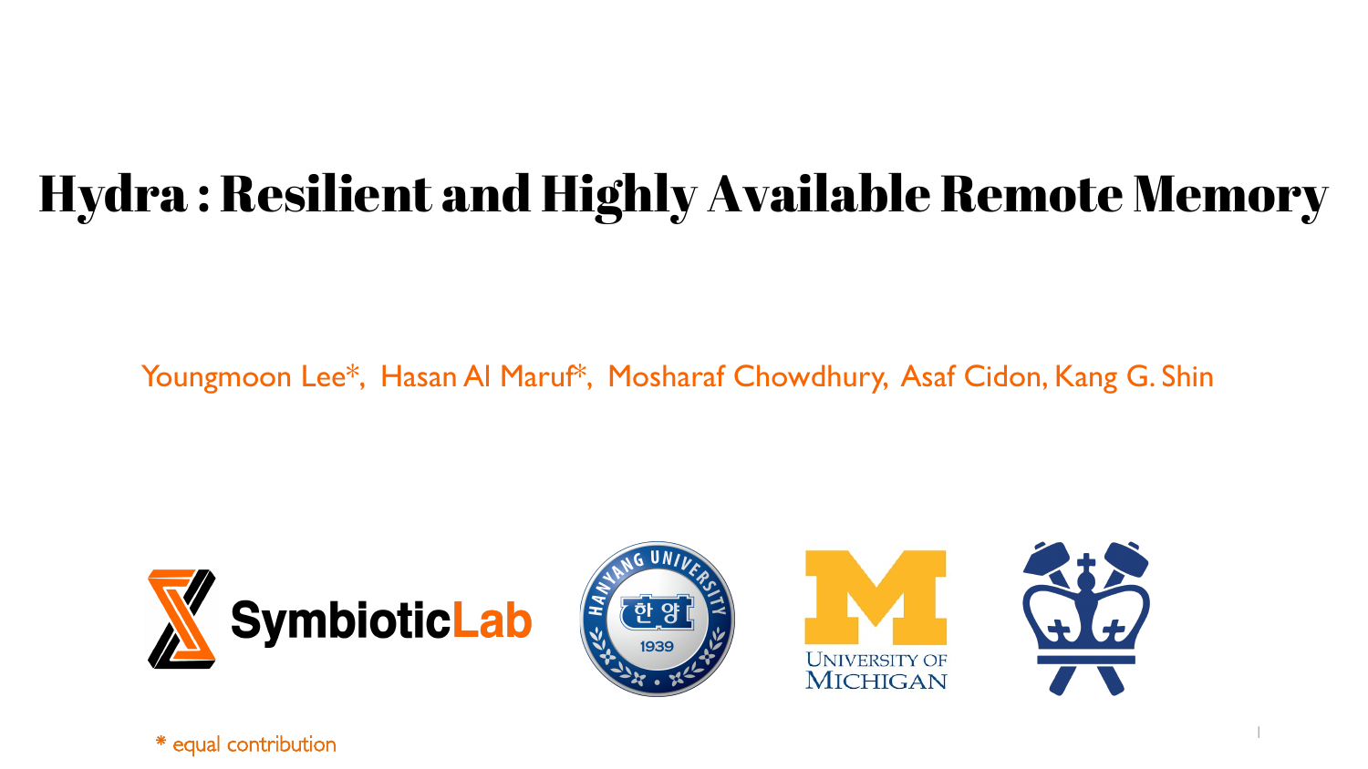# Hydra : Resilient and Highly Available Remote Memory

Youngmoon Lee*, Hasan Al Maruf*, Mosharaf Chowdhury, Asaf Cidon, Kang G. Shin

SymbioticLab

Hanyang University 1939

University of Michigan

* equal contribution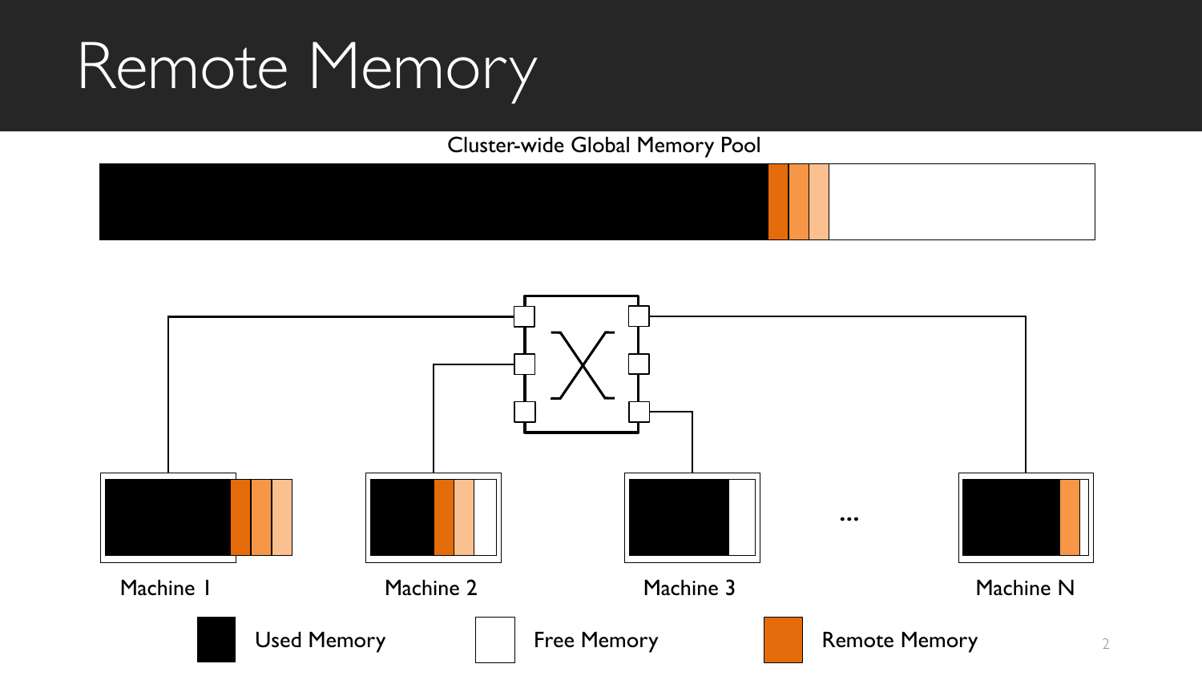# Remote Memory

Cluster-wide Global Memory Pool

Machine 1

Machine 2

Machine 3

...

Machine N

Used Memory

Free Memory

Remote Memory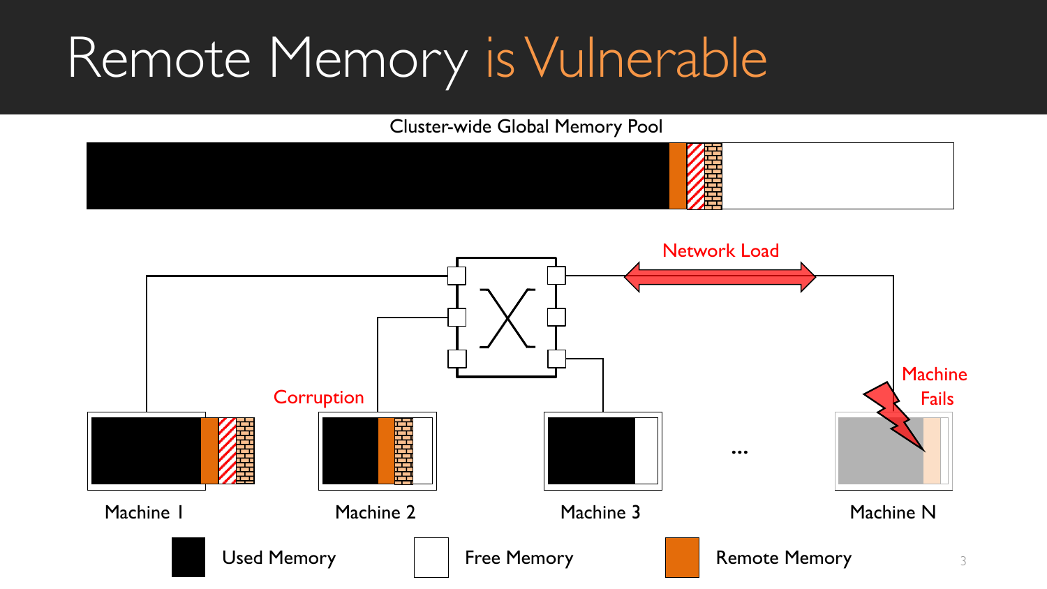# Remote Memory is Vulnerable

Cluster-wide Global Memory Pool

Network Load

Corruption

Machine Fails

Machine 1

Machine 2

Machine 3

...

Machine N

Used Memory

Free Memory

Remote Memory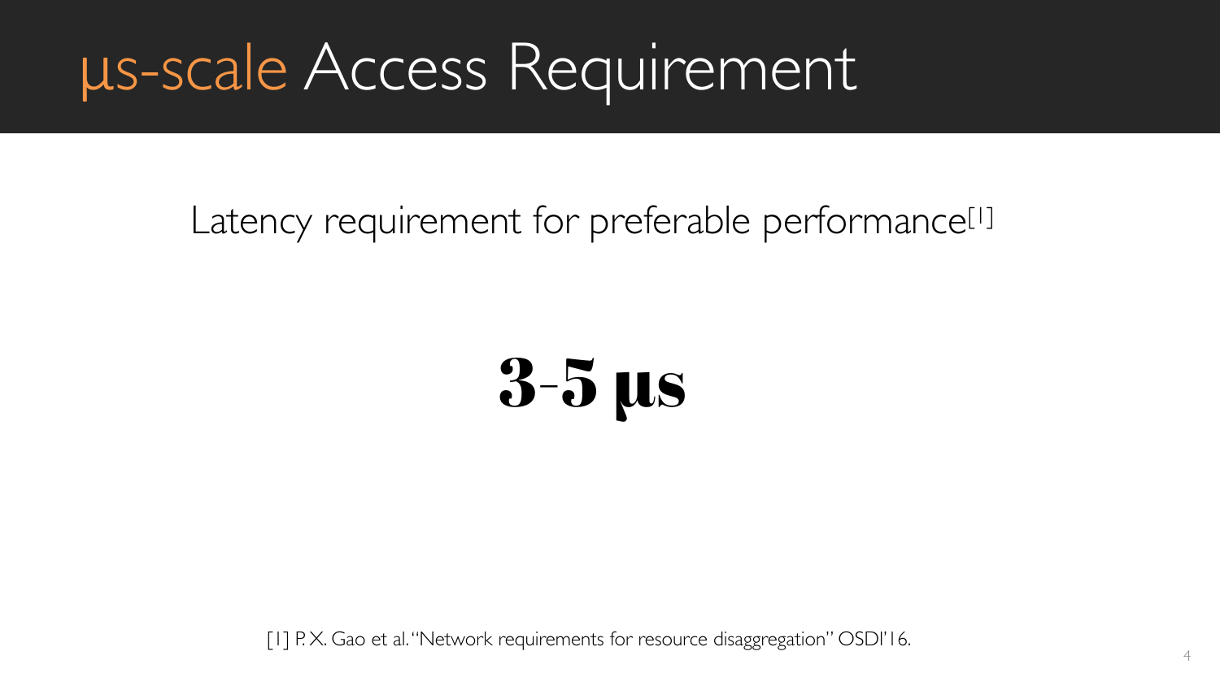# μs-scale Access Requirement

Latency requirement for preferable performance[1]

**3-5 μs**

[1] P. X. Gao et al. "Network requirements for resource disaggregation" OSDI'16.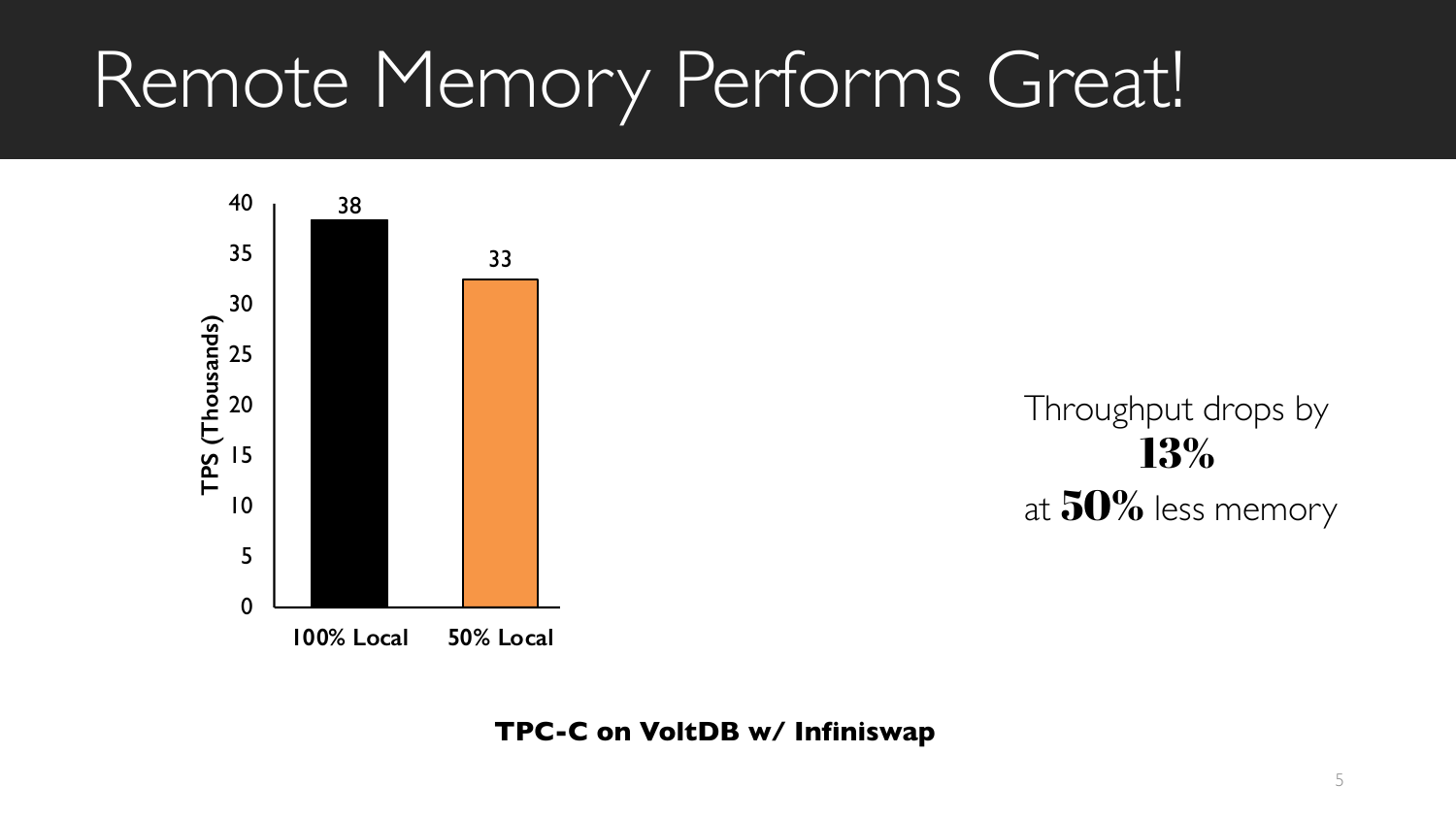# Remote Memory Performs Great!

| | TPS (Thousands) |
|---|---|
| 100% Local | 38 |
| 50% Local | 33 |

Throughput drops by **13%** at **50%** less memory

**TPC-C on VoltDB w/ Infiniswap**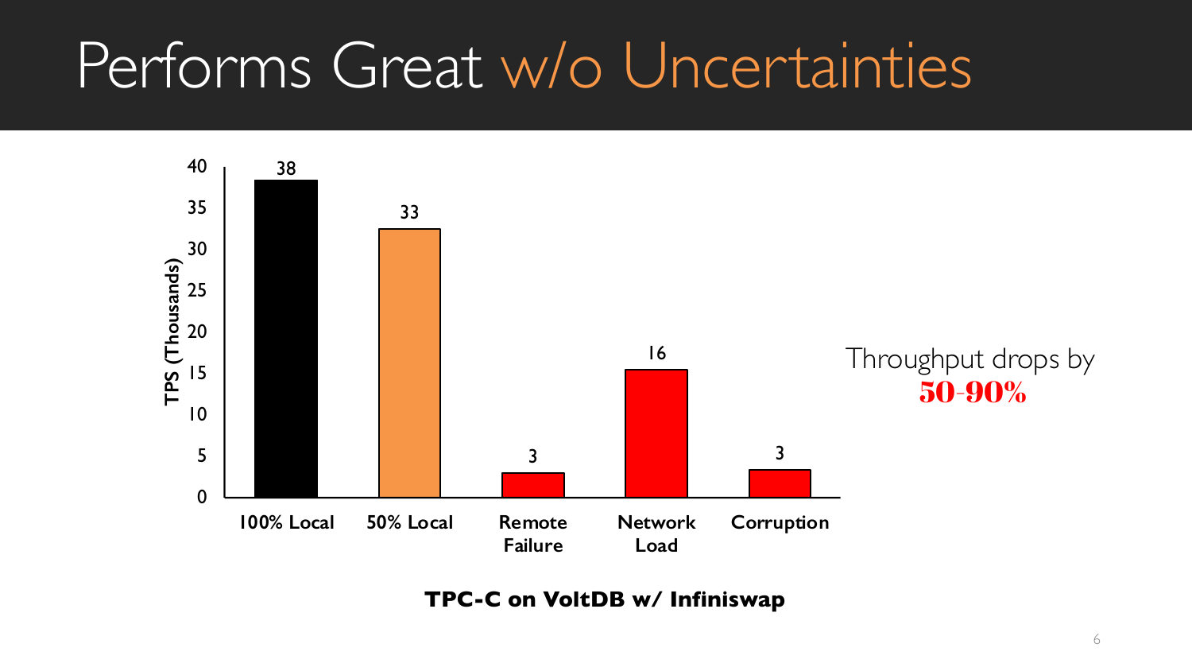# Performs Great w/o Uncertainties

| | 100% Local | 50% Local | Remote Failure | Network Load | Corruption |
|---|---|---|---|---|---|
| TPS (Thousands) | 38 | 33 | 3 | 16 | 3 |

Throughput drops by **50-90%**

**TPC-C on VoltDB w/ Infiniswap**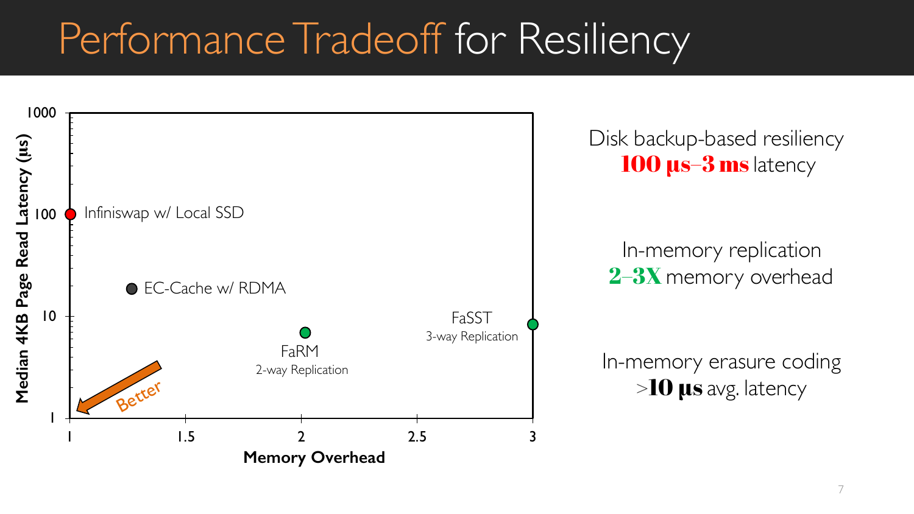# Performance Tradeoff for Resiliency

Median 4KB Page Read Latency (µs)

1000

100 — Infiniswap w/ Local SSD

EC-Cache w/ RDMA

10

FaRM
2-way Replication

FaSST
3-way Replication

Better

1

1 1.5 2 2.5 3

**Memory Overhead**

Disk backup-based resiliency
**100 µs–3 ms** latency

In-memory replication
**2–3X** memory overhead

In-memory erasure coding
>**10 µs** avg. latency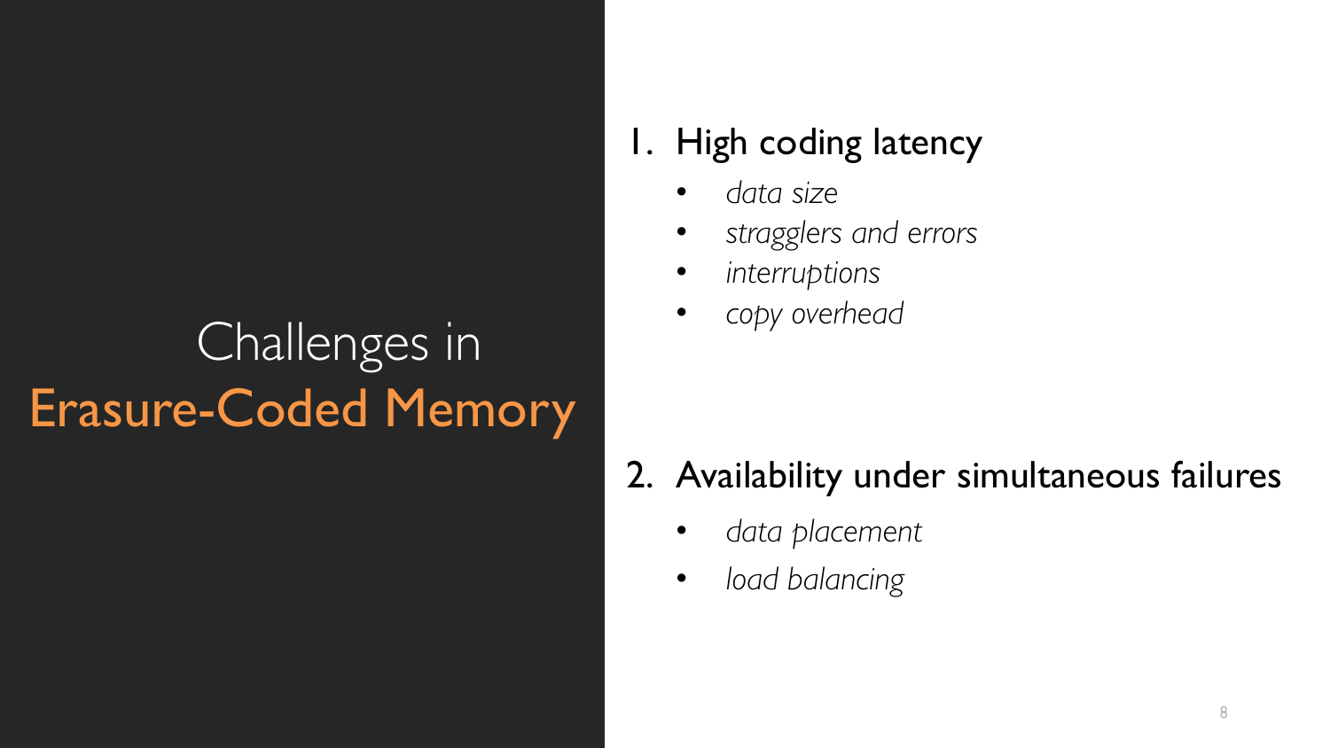# Challenges in Erasure-Coded Memory

1. High coding latency
   - *data size*
   - *stragglers and errors*
   - *interruptions*
   - *copy overhead*

2. Availability under simultaneous failures
   - *data placement*
   - *load balancing*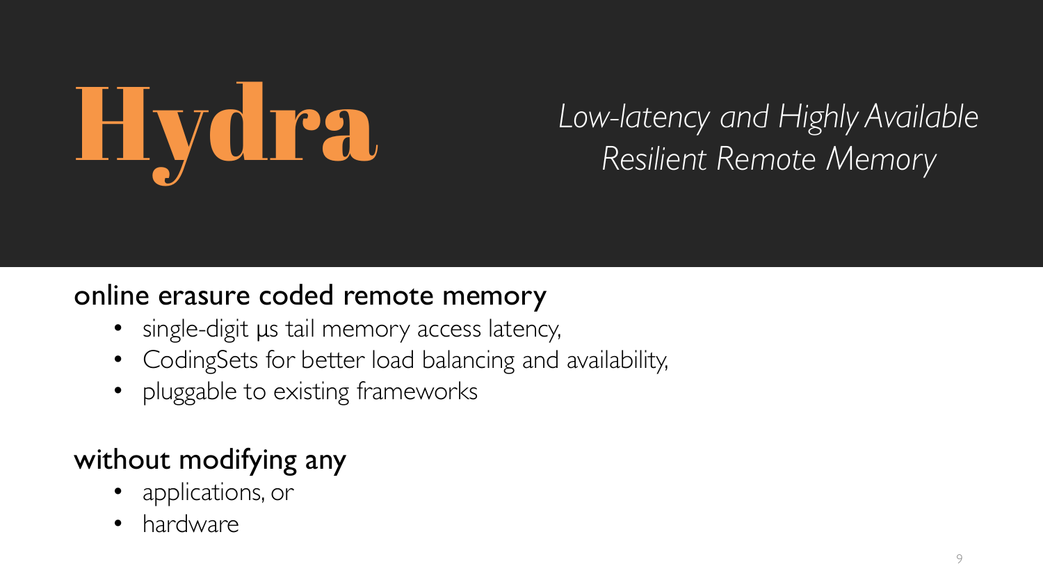# Hydra

*Low-latency and Highly Available Resilient Remote Memory*

online erasure coded remote memory

- single-digit µs tail memory access latency,
- CodingSets for better load balancing and availability,
- pluggable to existing frameworks

without modifying any

- applications, or
- hardware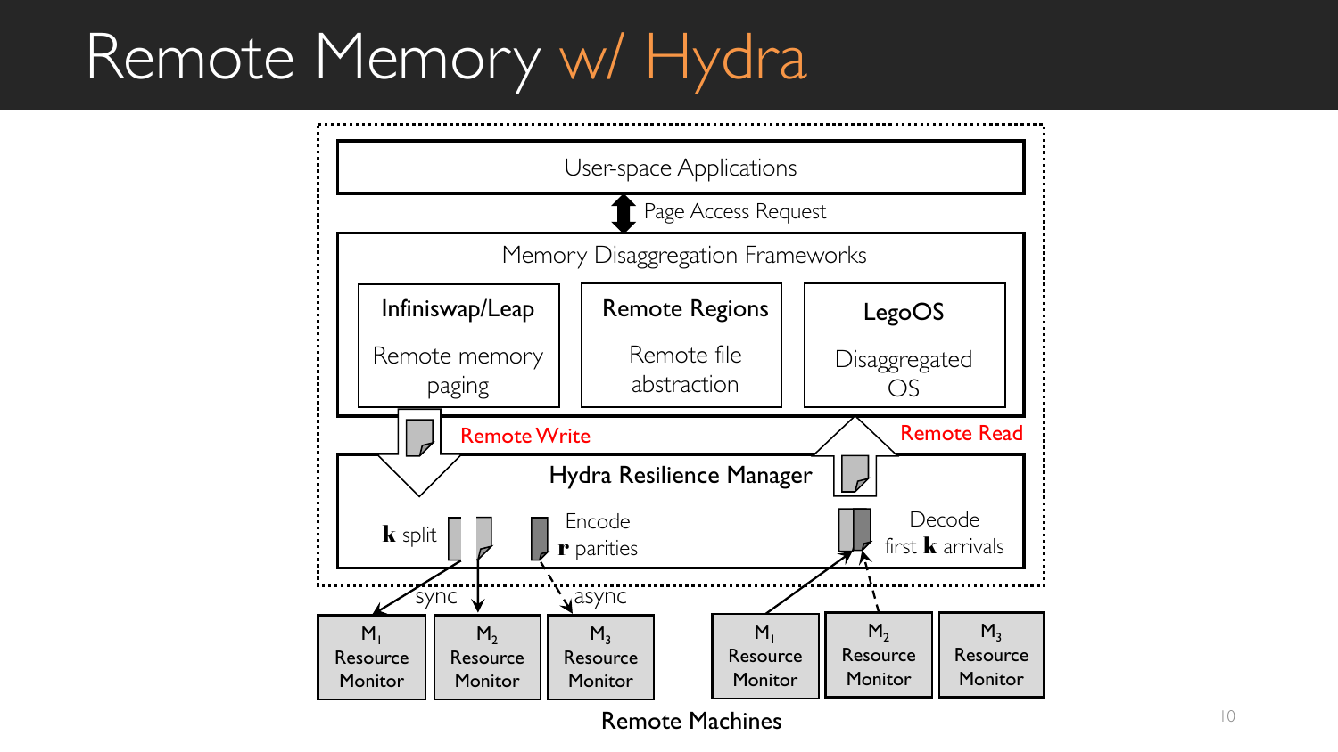# Remote Memory w/ Hydra

User-space Applications

Page Access Request

Memory Disaggregation Frameworks

**Infiniswap/Leap**
Remote memory paging

**Remote Regions**
Remote file abstraction

**LegoOS**
Disaggregated OS

Remote Write

Remote Read

**Hydra Resilience Manager**

**k** split

Encode **r** parities

Decode first **k** arrivals

sync

async

| $M_1$ Resource Monitor | $M_2$ Resource Monitor | $M_3$ Resource Monitor | $M_1$ Resource Monitor | $M_2$ Resource Monitor | $M_3$ Resource Monitor |
|---|---|---|---|---|---|

Remote Machines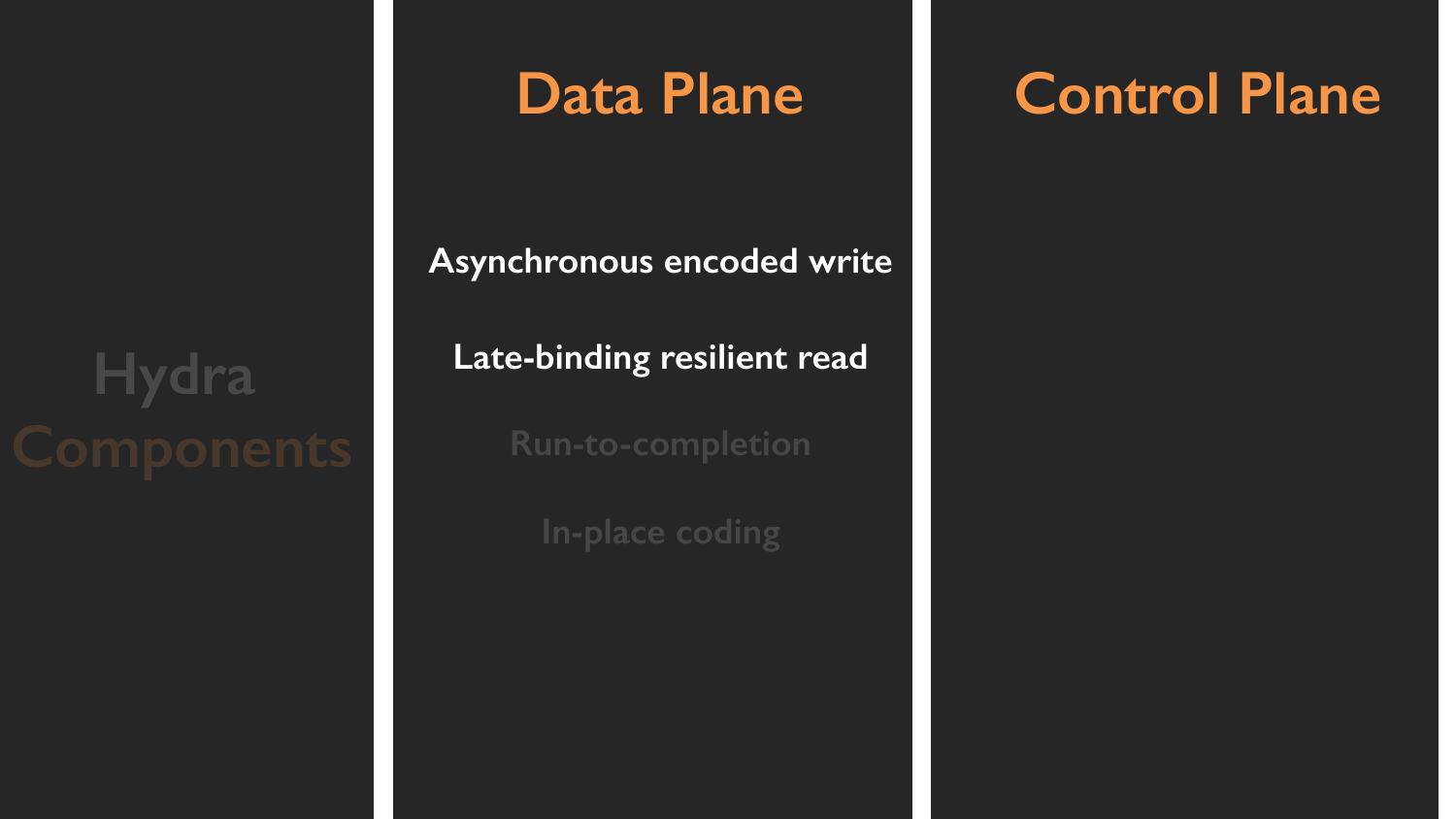# Hydra Components

## Data Plane

Asynchronous encoded write

Late-binding resilient read

Run-to-completion

In-place coding

## Control Plane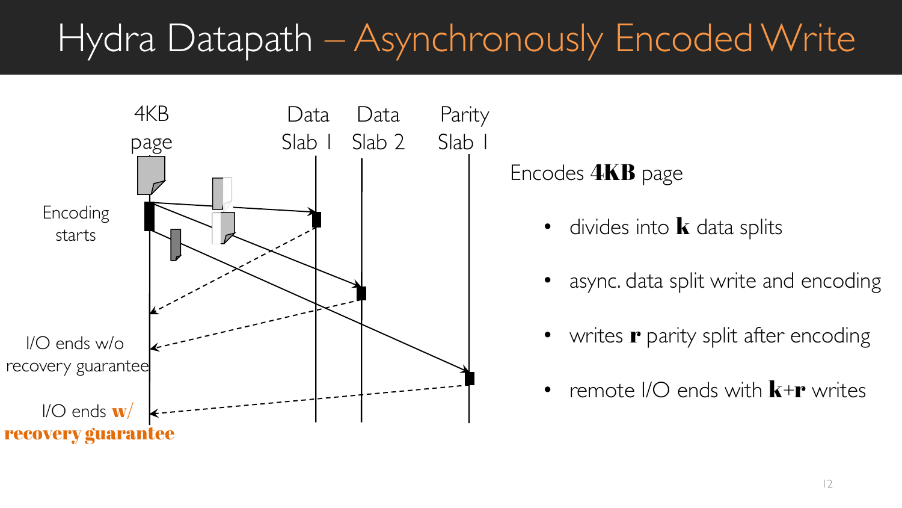# Hydra Datapath – Asynchronously Encoded Write

4KB page | Data Slab 1 | Data Slab 2 | Parity Slab 1

Encoding starts

I/O ends w/o recovery guarantee

I/O ends **w/ recovery guarantee**

Encodes **4KB** page

- divides into **k** data splits
- async. data split write and encoding
- writes **r** parity split after encoding
- remote I/O ends with **k**+**r** writes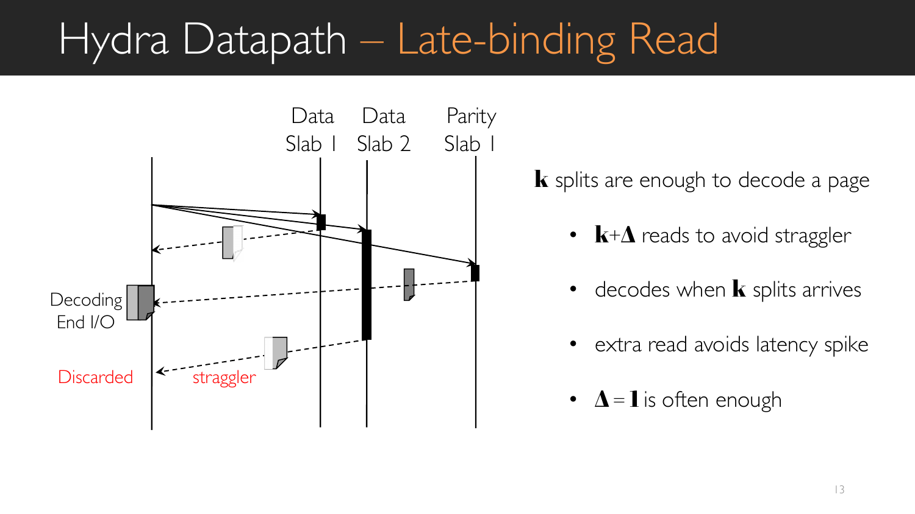# Hydra Datapath – Late-binding Read

Data Slab 1 Data Slab 2 Parity Slab 1

Decoding End I/O

Discarded

straggler

$\mathbf{k}$ splits are enough to decode a page

- $\mathbf{k}+\mathbf{\Delta}$ reads to avoid straggler
- decodes when $\mathbf{k}$ splits arrives
- extra read avoids latency spike
- $\mathbf{\Delta} = \mathbf{1}$ is often enough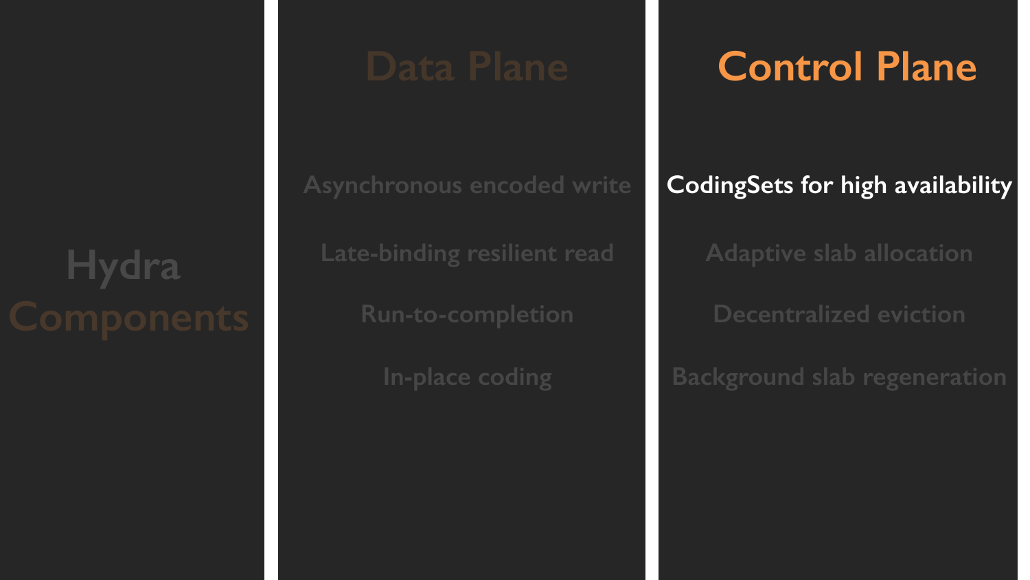# Hydra Components

## Data Plane

- Asynchronous encoded write
- Late-binding resilient read
- Run-to-completion
- In-place coding

## Control Plane

- **CodingSets for high availability**
- Adaptive slab allocation
- Decentralized eviction
- Background slab regeneration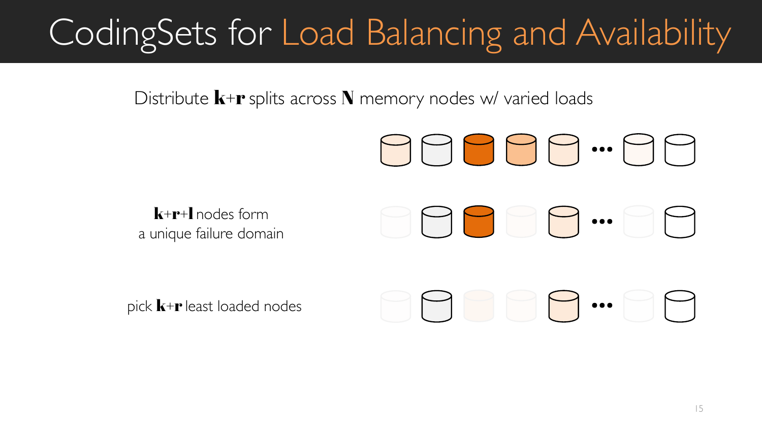# CodingSets for Load Balancing and Availability

Distribute **k**+**r** splits across **N** memory nodes w/ varied loads

**k**+**r**+**l** nodes form a unique failure domain

pick **k**+**r** least loaded nodes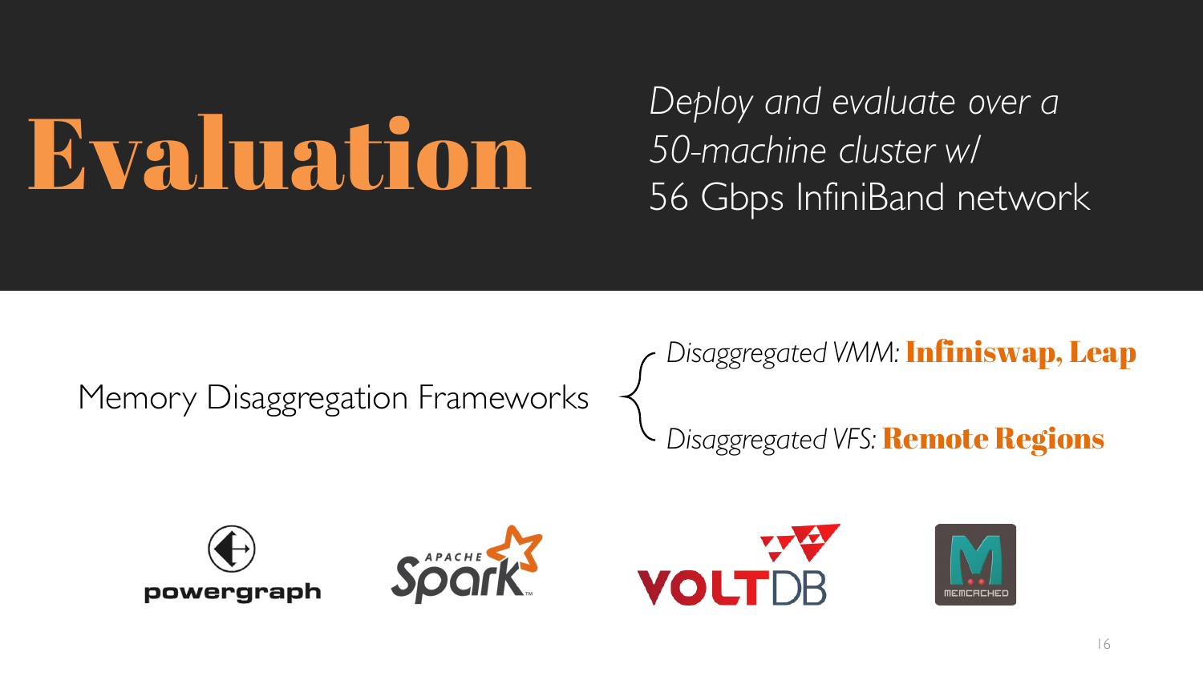# Evaluation

*Deploy and evaluate over a 50-machine cluster w/* 56 Gbps InfiniBand network

Memory Disaggregation Frameworks

- *Disaggregated VMM:* **Infiniswap, Leap**
- *Disaggregated VFS:* **Remote Regions**

powergraph

APACHE Spark

VOLTDB

MEMCACHED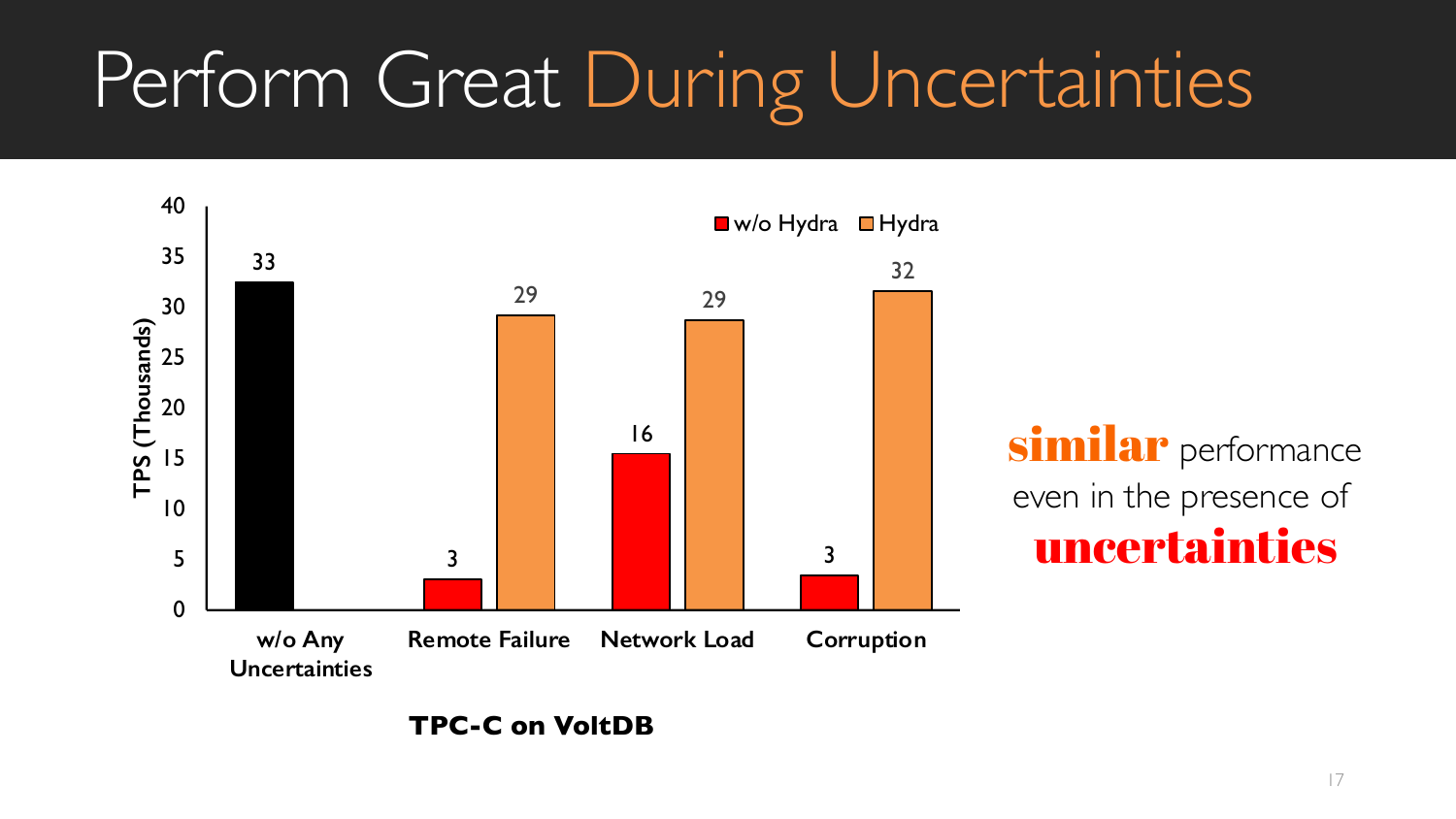# Perform Great During Uncertainties

| | w/o Hydra | Hydra |
|---|---|---|
| w/o Any Uncertainties | 33 | |
| Remote Failure | 3 | 29 |
| Network Load | 16 | 29 |
| Corruption | 3 | 32 |

TPS (Thousands)

**TPC-C on VoltDB**

**similar** performance even in the presence of **uncertainties**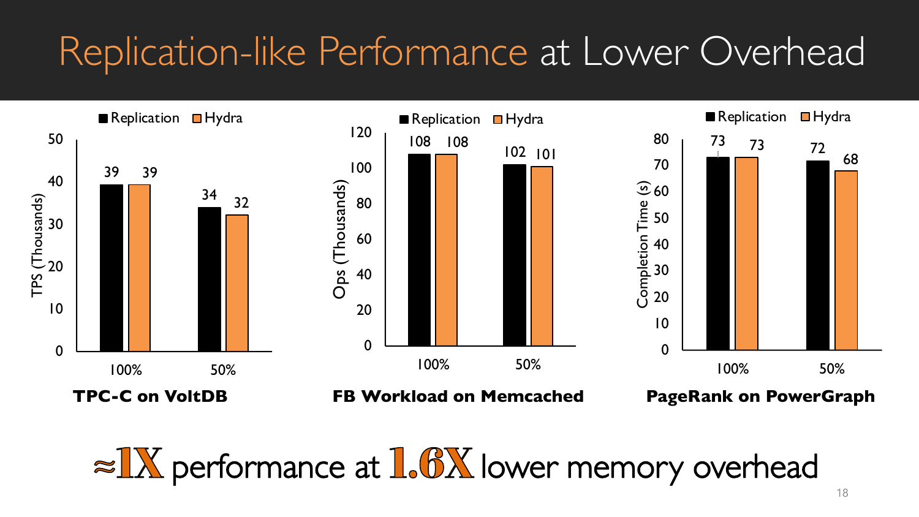# Replication-like Performance at Lower Overhead

**TPC-C on VoltDB** — TPS (Thousands)

| | Replication | Hydra |
|---|---|---|
| 100% | 39 | 39 |
| 50% | 34 | 32 |

**FB Workload on Memcached** — Ops (Thousands)

| | Replication | Hydra |
|---|---|---|
| 100% | 108 | 108 |
| 50% | 102 | 101 |

**PageRank on PowerGraph** — Completion Time (s)

| | Replication | Hydra |
|---|---|---|
| 100% | 73 | 73 |
| 50% | 72 | 68 |

**≈1X** performance at **1.6X** lower memory overhead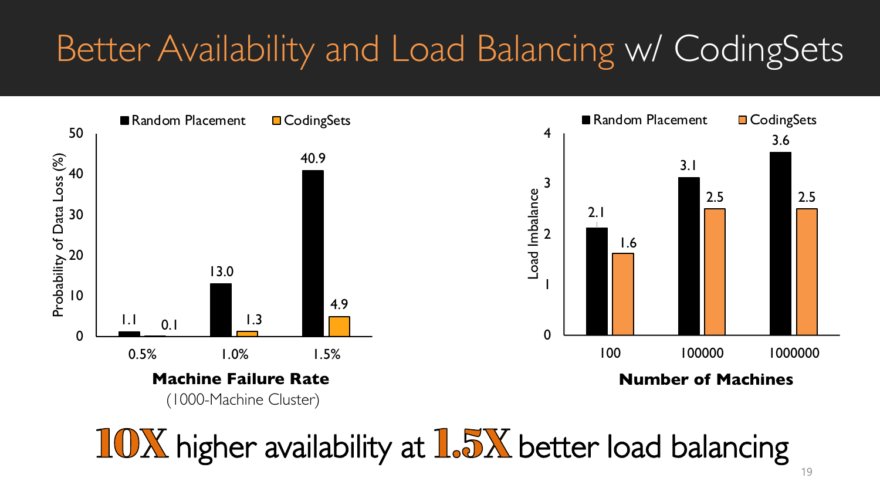# Better Availability and Load Balancing w/ CodingSets

**Probability of Data Loss (%)** — Machine Failure Rate (1000-Machine Cluster)

| Machine Failure Rate | Random Placement | CodingSets |
| --- | --- | --- |
| 0.5% | 1.1 | 0.1 |
| 1.0% | 13.0 | 1.3 |
| 1.5% | 40.9 | 4.9 |

**Load Imbalance** — Number of Machines

| Number of Machines | Random Placement | CodingSets |
| --- | --- | --- |
| 100 | 2.1 | 1.6 |
| 100000 | 3.1 | 2.5 |
| 1000000 | 3.6 | 2.5 |

**10X** higher availability at **1.5X** better load balancing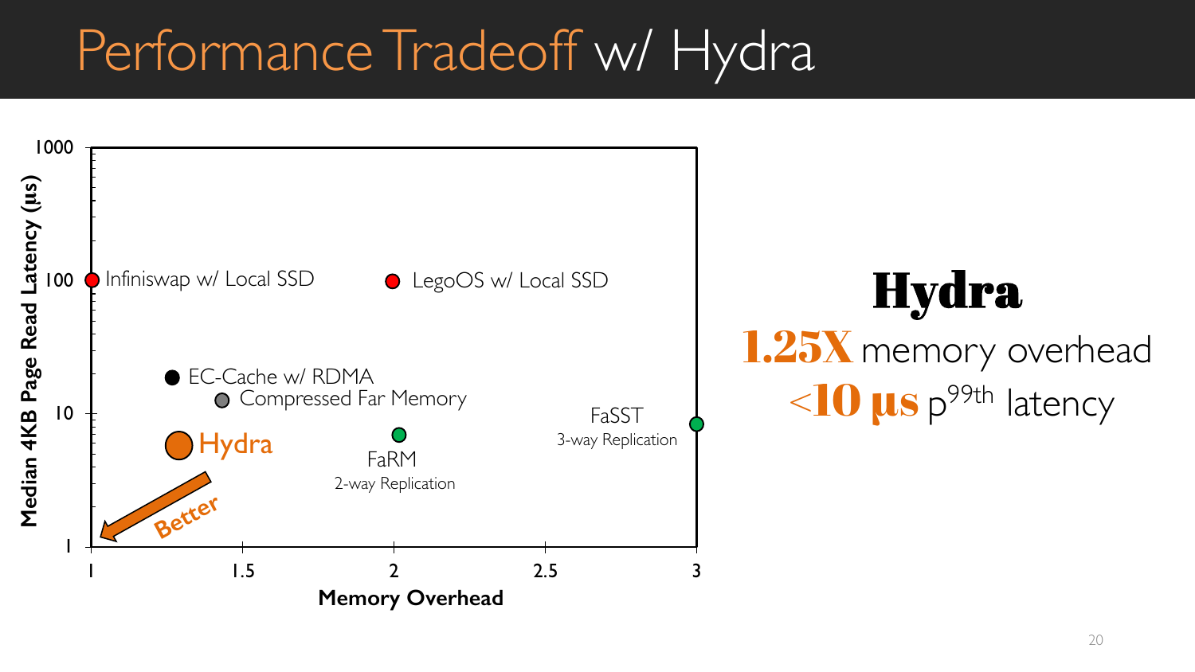# Performance Tradeoff w/ Hydra

Median 4KB Page Read Latency (μs)

1000

100

10

1

1 1.5 2 2.5 3

Memory Overhead

- Infiniswap w/ Local SSD
- LegoOS w/ Local SSD
- EC-Cache w/ RDMA
- Compressed Far Memory
- Hydra
- FaRM 2-way Replication
- FaSST 3-way Replication
- Better

**Hydra**

**1.25X** memory overhead

**<10 μs** $p^{99th}$ latency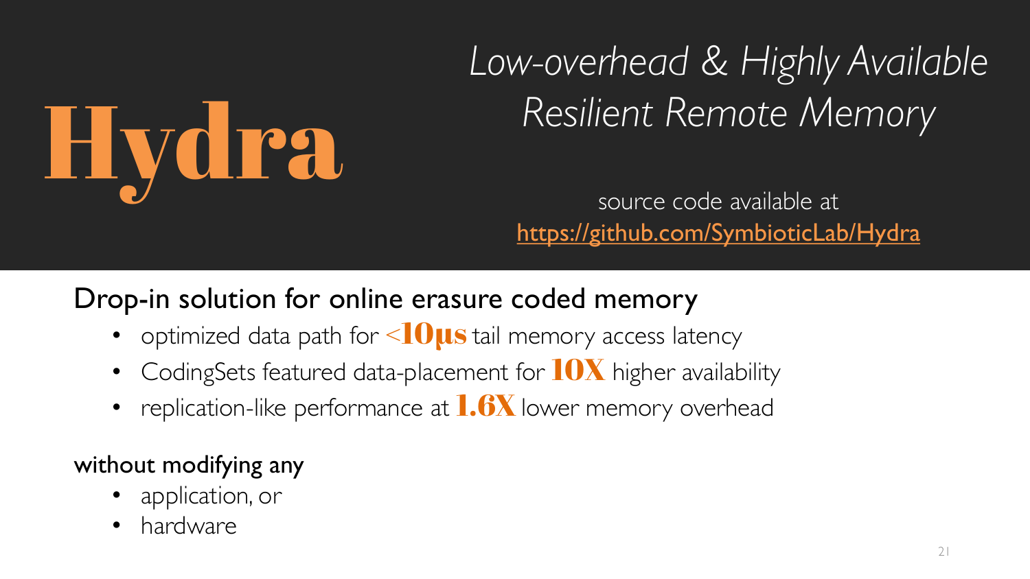# Hydra

*Low-overhead & Highly Available Resilient Remote Memory*

source code available at [https://github.com/SymbioticLab/Hydra](https://github.com/SymbioticLab/Hydra)

Drop-in solution for online erasure coded memory

- optimized data path for **<10μs** tail memory access latency
- CodingSets featured data-placement for **10X** higher availability
- replication-like performance at **1.6X** lower memory overhead

without modifying any

- application, or
- hardware